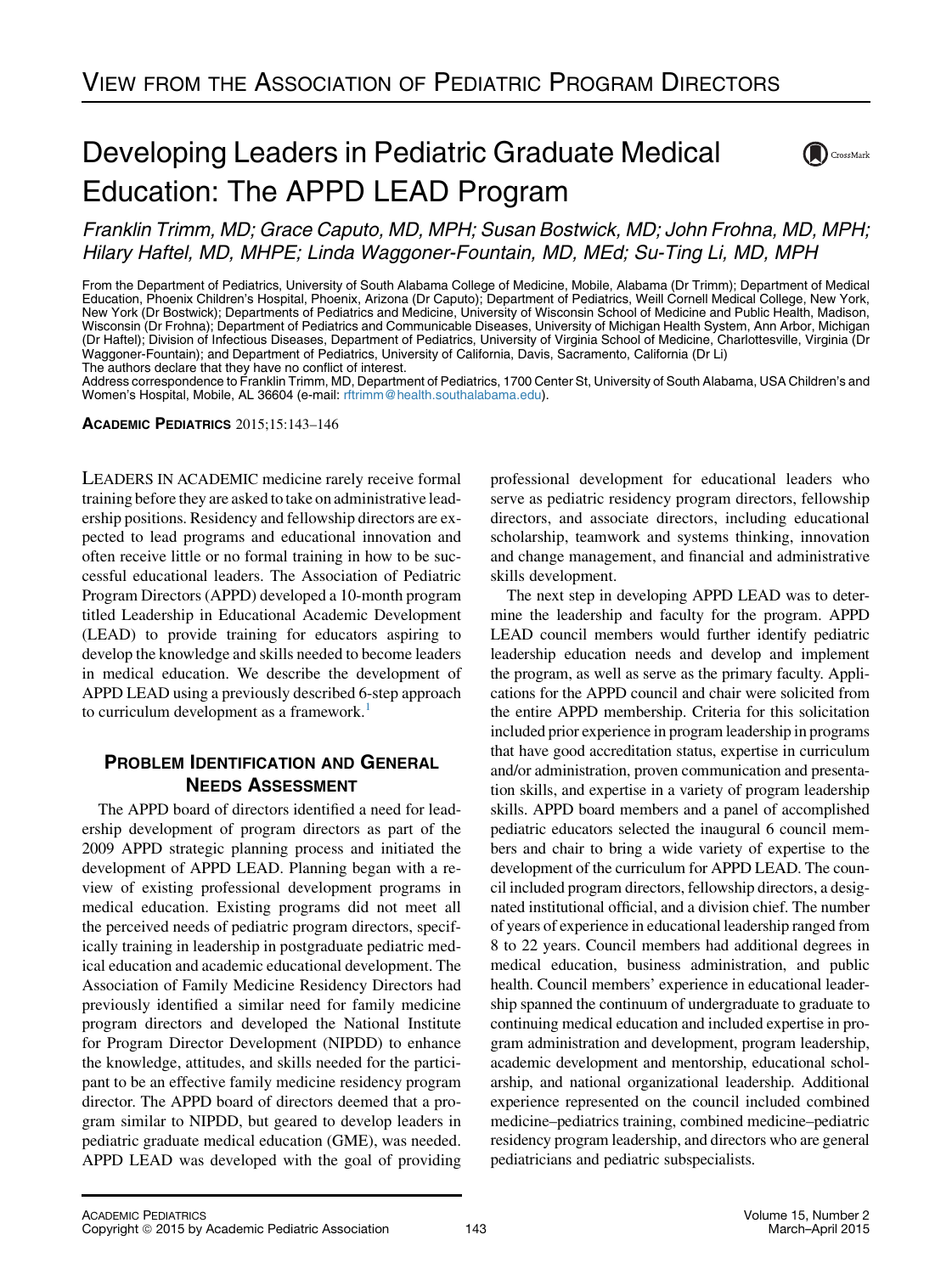# Developing Leaders in Pediatric Graduate Medical Education: The APPD LEAD Program

*Franklin Trimm, MD; Grace Caputo, MD, MPH; Susan Bostwick, MD; John Frohna, MD, MPH; Hilary Haftel, MD, MHPE; Linda Waggoner-Fountain, MD, MEd; Su-Ting Li, MD, MPH*

From the Department of Pediatrics, University of South Alabama College of Medicine, Mobile, Alabama (Dr Trimm); Department of Medical Education, Phoenix Children's Hospital, Phoenix, Arizona (Dr Caputo); Department of Pediatrics, Weill Cornell Medical College, New York, New York (Dr Bostwick); Departments of Pediatrics and Medicine, University of Wisconsin School of Medicine and Public Health, Madison, Wisconsin (Dr Frohna); Department of Pediatrics and Communicable Diseases, University of Michigan Health System, Ann Arbor, Michigan (Dr Haftel); Division of Infectious Diseases, Department of Pediatrics, University of Virginia School of Medicine, Charlottesville, Virginia (Dr Waggoner-Fountain); and Department of Pediatrics, University of California, Davis, Sacramento, California (Dr Li)

The authors declare that they have no conflict of interest.

Address correspondence to Franklin Trimm, MD, Department of Pediatrics, 1700 Center St, University of South Alabama, USA Children's and Women's Hospital, Mobile, AL 36604 (e-mail: rftrimm@health.southalabama.edu).

**ACADEMIC PEDIATRICS** 2015;15:143–146

LEADERS IN ACADEMIC medicine rarely receive formal training before they are asked to take on administrative leadership positions. Residency and fellowship directors are expected to lead programs and educational innovation and often receive little or no formal training in how to be successful educational leaders. The Association of Pediatric Program Directors (APPD) developed a 10-month program titled Leadership in Educational Academic Development (LEAD) to provide training for educators aspiring to develop the knowledge and skills needed to become leaders in medical education. We describe the development of APPD LEAD using a previously described 6-step approach to curriculum development as a framework.[1]

## Problem Identification and General Needs Assessment

The APPD board of directors identified a need for leadership development of program directors as part of the 2009 APPD strategic planning process and initiated the development of APPD LEAD. Planning began with a review of existing professional development programs in medical education. Existing programs did not meet all the perceived needs of pediatric program directors, specifically training in leadership in postgraduate pediatric medical education and academic educational development. The Association of Family Medicine Residency Directors had previously identified a similar need for family medicine program directors and developed the National Institute for Program Director Development (NIPDD) to enhance the knowledge, attitudes, and skills needed for the participant to be an effective family medicine residency program director. The APPD board of directors deemed that a program similar to NIPDD, but geared to develop leaders in pediatric graduate medical education (GME), was needed. APPD LEAD was developed with the goal of providing professional development for educational leaders who serve as pediatric residency program directors, fellowship directors, and associate directors, including educational scholarship, teamwork and systems thinking, innovation and change management, and financial and administrative skills development.

The next step in developing APPD LEAD was to determine the leadership and faculty for the program. APPD LEAD council members would further identify pediatric leadership education needs and develop and implement the program, as well as serve as the primary faculty. Applications for the APPD council and chair were solicited from the entire APPD membership. Criteria for this solicitation included prior experience in program leadership in programs that have good accreditation status, expertise in curriculum and/or administration, proven communication and presentation skills, and expertise in a variety of program leadership skills. APPD board members and a panel of accomplished pediatric educators selected the inaugural 6 council members and chair to bring a wide variety of expertise to the development of the curriculum for APPD LEAD. The council included program directors, fellowship directors, a designated institutional official, and a division chief. The number of years of experience in educational leadership ranged from 8 to 22 years. Council members had additional degrees in medical education, business administration, and public health. Council members' experience in educational leadership spanned the continuum of undergraduate to graduate to continuing medical education and included expertise in program administration and development, program leadership, academic development and mentorship, educational scholarship, and national organizational leadership. Additional experience represented on the council included combined medicine–pediatrics training, combined medicine–pediatric residency program leadership, and directors who are general pediatricians and pediatric subspecialists.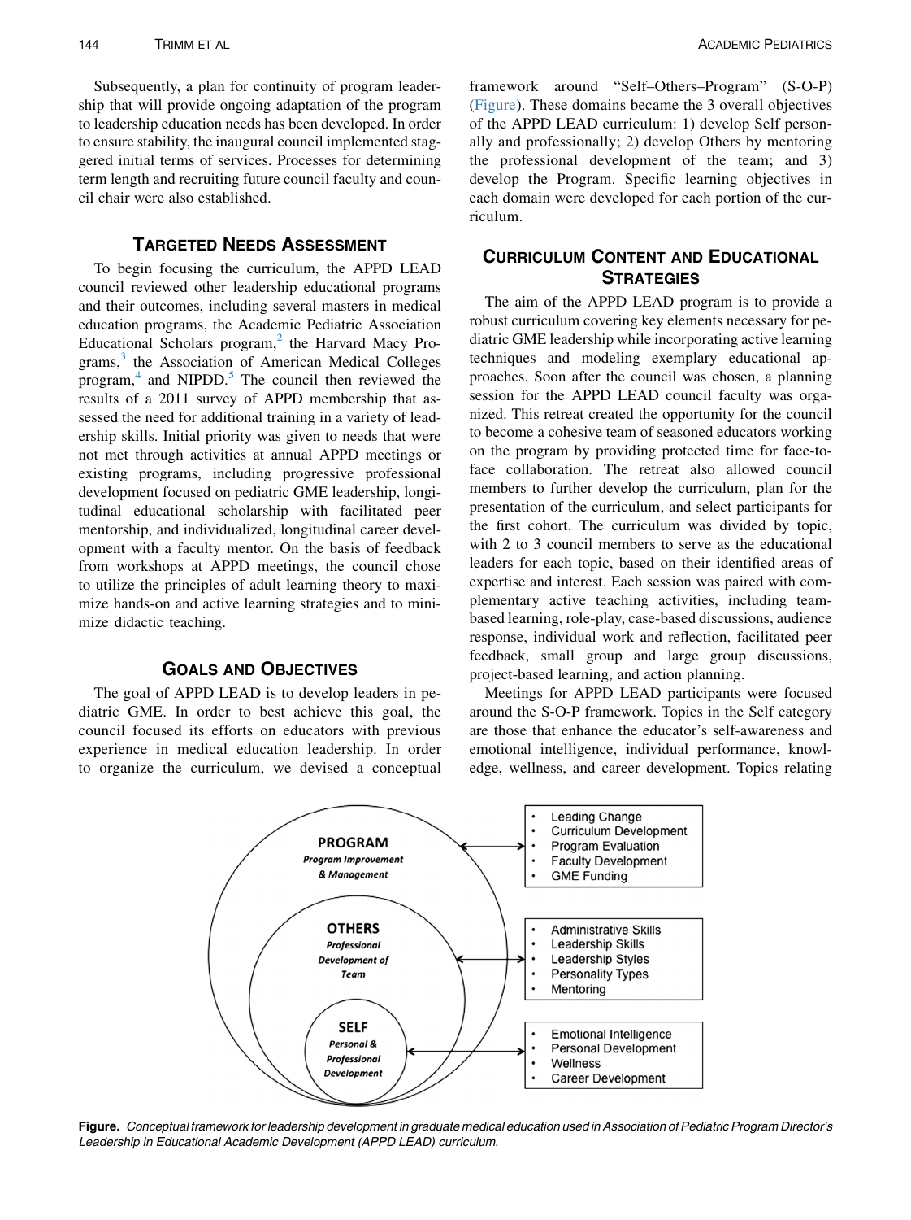Subsequently, a plan for continuity of program leadership that will provide ongoing adaptation of the program to leadership education needs has been developed. In order to ensure stability, the inaugural council implemented staggered initial terms of services. Processes for determining term length and recruiting future council faculty and council chair were also established.

## Targeted Needs Assessment

To begin focusing the curriculum, the APPD LEAD council reviewed other leadership educational programs and their outcomes, including several masters in medical education programs, the Academic Pediatric Association Educational Scholars program,[2] the Harvard Macy Programs,[3] the Association of American Medical Colleges program,[4] and NIPDD.[5] The council then reviewed the results of a 2011 survey of APPD membership that assessed the need for additional training in a variety of leadership skills. Initial priority was given to needs that were not met through activities at annual APPD meetings or existing programs, including progressive professional development focused on pediatric GME leadership, longitudinal educational scholarship with facilitated peer mentorship, and individualized, longitudinal career development with a faculty mentor. On the basis of feedback from workshops at APPD meetings, the council chose to utilize the principles of adult learning theory to maximize hands-on and active learning strategies and to minimize didactic teaching.

## Goals and Objectives

The goal of APPD LEAD is to develop leaders in pediatric GME. In order to best achieve this goal, the council focused its efforts on educators with previous experience in medical education leadership. In order to organize the curriculum, we devised a conceptual framework around "Self–Others–Program" (S-O-P) (Figure). These domains became the 3 overall objectives of the APPD LEAD curriculum: 1) develop Self personally and professionally; 2) develop Others by mentoring the professional development of the team; and 3) develop the Program. Specific learning objectives in each domain were developed for each portion of the curriculum.

## Curriculum Content and Educational Strategies

The aim of the APPD LEAD program is to provide a robust curriculum covering key elements necessary for pediatric GME leadership while incorporating active learning techniques and modeling exemplary educational approaches. Soon after the council was chosen, a planning session for the APPD LEAD council faculty was organized. This retreat created the opportunity for the council to become a cohesive team of seasoned educators working on the program by providing protected time for face-to-face collaboration. The retreat also allowed council members to further develop the curriculum, plan for the presentation of the curriculum, and select participants for the first cohort. The curriculum was divided by topic, with 2 to 3 council members to serve as the educational leaders for each topic, based on their identified areas of expertise and interest. Each session was paired with complementary active teaching activities, including team-based learning, role-play, case-based discussions, audience response, individual work and reflection, facilitated peer feedback, small group and large group discussions, project-based learning, and action planning.

Meetings for APPD LEAD participants were focused around the S-O-P framework. Topics in the Self category are those that enhance the educator's self-awareness and emotional intelligence, individual performance, knowledge, wellness, and career development. Topics relating

**PROGRAM** – *Program Improvement & Management*
- Leading Change
- Curriculum Development
- Program Evaluation
- Faculty Development
- GME Funding

**OTHERS** – *Professional Development of Team*
- Administrative Skills
- Leadership Skills
- Leadership Styles
- Personality Types
- Mentoring

**SELF** – *Personal & Professional Development*
- Emotional Intelligence
- Personal Development
- Wellness
- Career Development

**Figure.** *Conceptual framework for leadership development in graduate medical education used in Association of Pediatric Program Director's Leadership in Educational Academic Development (APPD LEAD) curriculum.*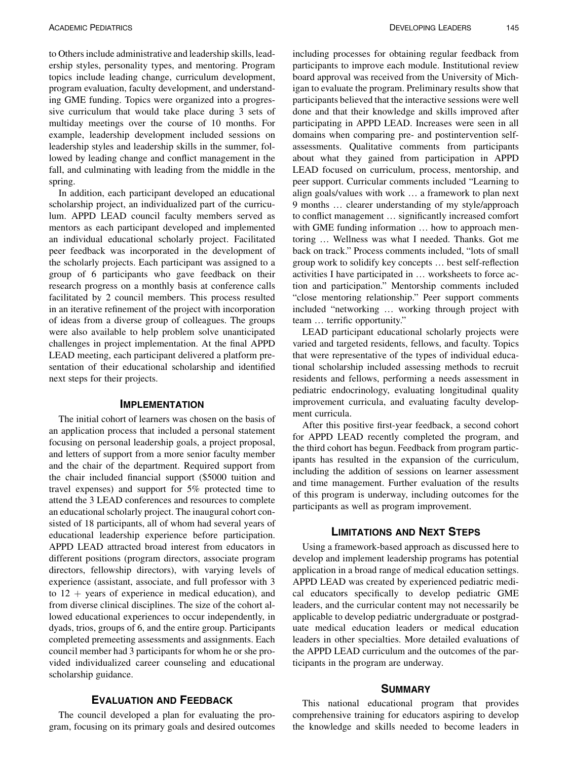to Others include administrative and leadership skills, leadership styles, personality types, and mentoring. Program topics include leading change, curriculum development, program evaluation, faculty development, and understanding GME funding. Topics were organized into a progressive curriculum that would take place during 3 sets of multiday meetings over the course of 10 months. For example, leadership development included sessions on leadership styles and leadership skills in the summer, followed by leading change and conflict management in the fall, and culminating with leading from the middle in the spring.

In addition, each participant developed an educational scholarship project, an individualized part of the curriculum. APPD LEAD council faculty members served as mentors as each participant developed and implemented an individual educational scholarly project. Facilitated peer feedback was incorporated in the development of the scholarly projects. Each participant was assigned to a group of 6 participants who gave feedback on their research progress on a monthly basis at conference calls facilitated by 2 council members. This process resulted in an iterative refinement of the project with incorporation of ideas from a diverse group of colleagues. The groups were also available to help problem solve unanticipated challenges in project implementation. At the final APPD LEAD meeting, each participant delivered a platform presentation of their educational scholarship and identified next steps for their projects.

## Implementation

The initial cohort of learners was chosen on the basis of an application process that included a personal statement focusing on personal leadership goals, a project proposal, and letters of support from a more senior faculty member and the chair of the department. Required support from the chair included financial support ($5000 tuition and travel expenses) and support for 5% protected time to attend the 3 LEAD conferences and resources to complete an educational scholarly project. The inaugural cohort consisted of 18 participants, all of whom had several years of educational leadership experience before participation. APPD LEAD attracted broad interest from educators in different positions (program directors, associate program directors, fellowship directors), with varying levels of experience (assistant, associate, and full professor with 3 to 12 + years of experience in medical education), and from diverse clinical disciplines. The size of the cohort allowed educational experiences to occur independently, in dyads, trios, groups of 6, and the entire group. Participants completed premeeting assessments and assignments. Each council member had 3 participants for whom he or she provided individualized career counseling and educational scholarship guidance.

## Evaluation and Feedback

The council developed a plan for evaluating the program, focusing on its primary goals and desired outcomes including processes for obtaining regular feedback from participants to improve each module. Institutional review board approval was received from the University of Michigan to evaluate the program. Preliminary results show that participants believed that the interactive sessions were well done and that their knowledge and skills improved after participating in APPD LEAD. Increases were seen in all domains when comparing pre- and postintervention self-assessments. Qualitative comments from participants about what they gained from participation in APPD LEAD focused on curriculum, process, mentorship, and peer support. Curricular comments included "Learning to align goals/values with work … a framework to plan next 9 months … clearer understanding of my style/approach to conflict management … significantly increased comfort with GME funding information … how to approach mentoring … Wellness was what I needed. Thanks. Got me back on track." Process comments included, "lots of small group work to solidify key concepts … best self-reflection activities I have participated in … worksheets to force action and participation." Mentorship comments included "close mentoring relationship." Peer support comments included "networking … working through project with team … terrific opportunity."

LEAD participant educational scholarly projects were varied and targeted residents, fellows, and faculty. Topics that were representative of the types of individual educational scholarship included assessing methods to recruit residents and fellows, performing a needs assessment in pediatric endocrinology, evaluating longitudinal quality improvement curricula, and evaluating faculty development curricula.

After this positive first-year feedback, a second cohort for APPD LEAD recently completed the program, and the third cohort has begun. Feedback from program participants has resulted in the expansion of the curriculum, including the addition of sessions on learner assessment and time management. Further evaluation of the results of this program is underway, including outcomes for the participants as well as program improvement.

## Limitations and Next Steps

Using a framework-based approach as discussed here to develop and implement leadership programs has potential application in a broad range of medical education settings. APPD LEAD was created by experienced pediatric medical educators specifically to develop pediatric GME leaders, and the curricular content may not necessarily be applicable to develop pediatric undergraduate or postgraduate medical education leaders or medical education leaders in other specialties. More detailed evaluations of the APPD LEAD curriculum and the outcomes of the participants in the program are underway.

## Summary

This national educational program that provides comprehensive training for educators aspiring to develop the knowledge and skills needed to become leaders in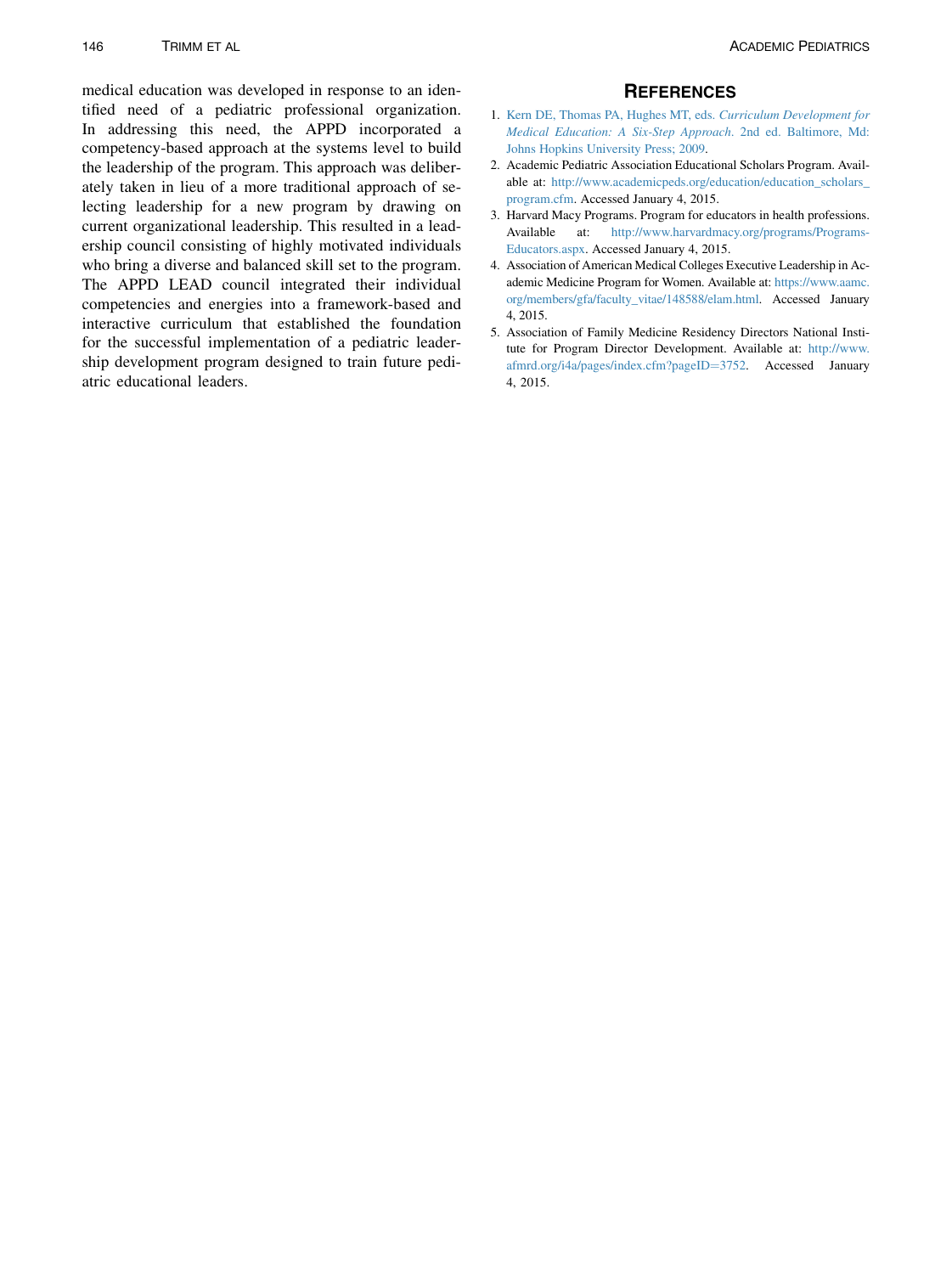medical education was developed in response to an identified need of a pediatric professional organization. In addressing this need, the APPD incorporated a competency-based approach at the systems level to build the leadership of the program. This approach was deliberately taken in lieu of a more traditional approach of selecting leadership for a new program by drawing on current organizational leadership. This resulted in a leadership council consisting of highly motivated individuals who bring a diverse and balanced skill set to the program. The APPD LEAD council integrated their individual competencies and energies into a framework-based and interactive curriculum that established the foundation for the successful implementation of a pediatric leadership development program designed to train future pediatric educational leaders.

## References

1. Kern DE, Thomas PA, Hughes MT, eds. *Curriculum Development for Medical Education: A Six-Step Approach*. 2nd ed. Baltimore, Md: Johns Hopkins University Press; 2009.
2. Academic Pediatric Association Educational Scholars Program. Available at: http://www.academicpeds.org/education/education_scholars_program.cfm. Accessed January 4, 2015.
3. Harvard Macy Programs. Program for educators in health professions. Available at: http://www.harvardmacy.org/programs/Programs-Educators.aspx. Accessed January 4, 2015.
4. Association of American Medical Colleges Executive Leadership in Academic Medicine Program for Women. Available at: https://www.aamc.org/members/gfa/faculty_vitae/148588/elam.html. Accessed January 4, 2015.
5. Association of Family Medicine Residency Directors National Institute for Program Director Development. Available at: http://www.afmrd.org/i4a/pages/index.cfm?pageID=3752. Accessed January 4, 2015.